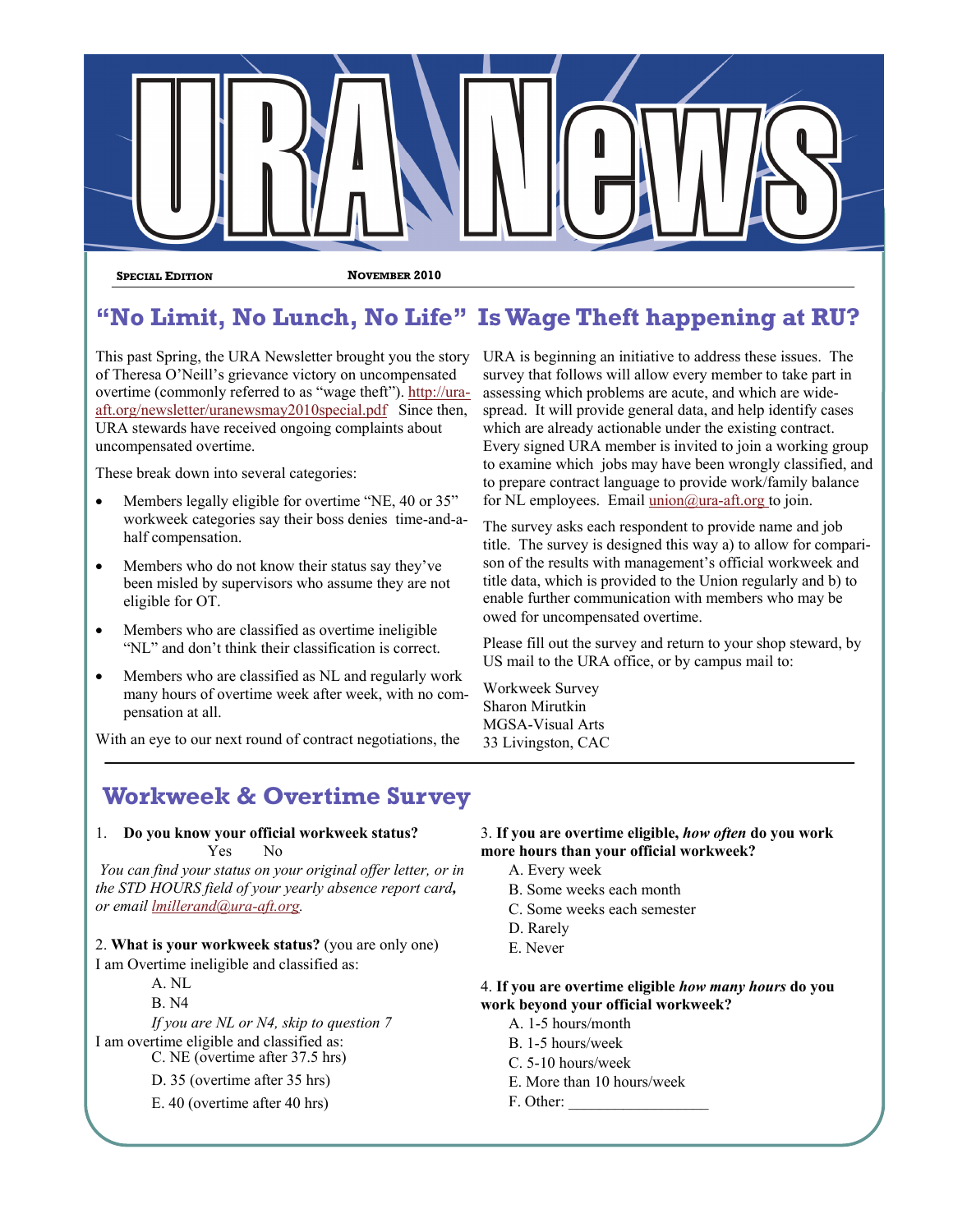# URA News

**SPECIAL EDITION** **NOVEMBER 2010**

## "No Limit, No Lunch, No Life" Is Wage Theft happening at RU?

This past Spring, the URA Newsletter brought you the story of Theresa O'Neill's grievance victory on uncompensated overtime (commonly referred to as "wage theft"). http://ura-aft.org/newsletter/uranewsmay2010special.pdf Since then, URA stewards have received ongoing complaints about uncompensated overtime.

These break down into several categories:

- Members legally eligible for overtime "NE, 40 or 35" workweek categories say their boss denies time-and-a-half compensation.
- Members who do not know their status say they've been misled by supervisors who assume they are not eligible for OT.
- Members who are classified as overtime ineligible "NL" and don't think their classification is correct.
- Members who are classified as NL and regularly work many hours of overtime week after week, with no compensation at all.

With an eye to our next round of contract negotiations, the URA is beginning an initiative to address these issues. The survey that follows will allow every member to take part in assessing which problems are acute, and which are widespread. It will provide general data, and help identify cases which are already actionable under the existing contract. Every signed URA member is invited to join a working group to examine which jobs may have been wrongly classified, and to prepare contract language to provide work/family balance for NL employees. Email union@ura-aft.org to join.

The survey asks each respondent to provide name and job title. The survey is designed this way a) to allow for comparison of the results with management's official workweek and title data, which is provided to the Union regularly and b) to enable further communication with members who may be owed for uncompensated overtime.

Please fill out the survey and return to your shop steward, by US mail to the URA office, or by campus mail to:

Workweek Survey  
Sharon Mirutkin  
MGSA-Visual Arts  
33 Livingston, CAC

## Workweek & Overtime Survey

1. **Do you know your official workweek status?**  
Yes No

*You can find your status on your original offer letter, or in the STD HOURS field of your yearly absence report card, or email lmillerand@ura-aft.org.*

2. **What is your workweek status?** (you are only one)  
I am Overtime ineligible and classified as:  
A. NL  
B. N4  
*If you are NL or N4, skip to question 7*  
I am overtime eligible and classified as:  
C. NE (overtime after 37.5 hrs)  
D. 35 (overtime after 35 hrs)  
E. 40 (overtime after 40 hrs)

3. **If you are overtime eligible, *how often* do you work more hours than your official workweek?**  
A. Every week  
B. Some weeks each month  
C. Some weeks each semester  
D. Rarely  
E. Never

4. **If you are overtime eligible *how many hours* do you work beyond your official workweek?**  
A. 1-5 hours/month  
B. 1-5 hours/week  
C. 5-10 hours/week  
E. More than 10 hours/week  
F. Other: ___________________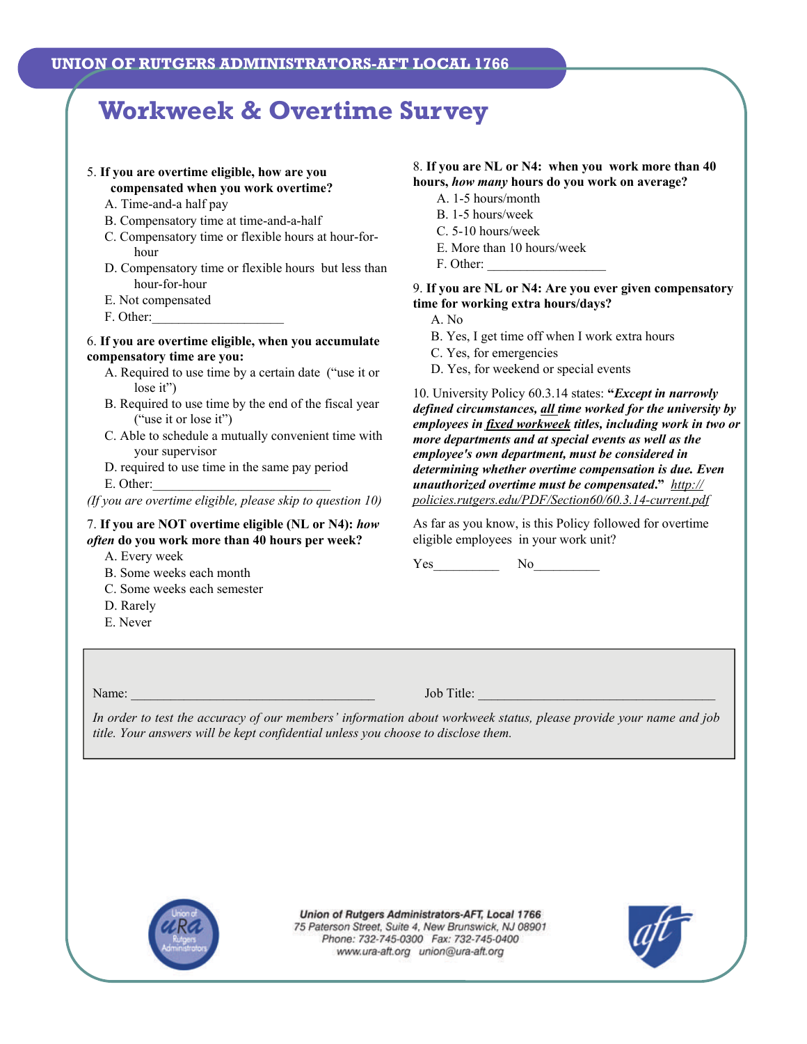UNION OF RUTGERS ADMINISTRATORS-AFT LOCAL 1766

# Workweek & Overtime Survey

5. **If you are overtime eligible, how are you compensated when you work overtime?**
   - A. Time-and-a half pay
   - B. Compensatory time at time-and-a-half
   - C. Compensatory time or flexible hours at hour-for-hour
   - D. Compensatory time or flexible hours but less than hour-for-hour
   - E. Not compensated
   - F. Other:____________________

6. **If you are overtime eligible, when you accumulate compensatory time are you:**
   - A. Required to use time by a certain date ("use it or lose it")
   - B. Required to use time by the end of the fiscal year ("use it or lose it")
   - C. Able to schedule a mutually convenient time with your supervisor
   - D. required to use time in the same pay period
   - E. Other:___________________________

*(If you are overtime eligible, please skip to question 10)*

7. **If you are NOT overtime eligible (NL or N4):** ***how often*** **do you work more than 40 hours per week?**
   - A. Every week
   - B. Some weeks each month
   - C. Some weeks each semester
   - D. Rarely
   - E. Never

8. **If you are NL or N4: when you work more than 40 hours,** ***how many*** **hours do you work on average?**
   - A. 1-5 hours/month
   - B. 1-5 hours/week
   - C. 5-10 hours/week
   - E. More than 10 hours/week
   - F. Other: __________________

9. **If you are NL or N4: Are you ever given compensatory time for working extra hours/days?**
   - A. No
   - B. Yes, I get time off when I work extra hours
   - C. Yes, for emergencies
   - D. Yes, for weekend or special events

10. University Policy 60.3.14 states: **"*Except in narrowly defined circumstances, all time worked for the university by employees in fixed workweek titles, including work in two or more departments and at special events as well as the employee's own department, must be considered in determining whether overtime compensation is due. Even unauthorized overtime must be compensated.*"** *http://policies.rutgers.edu/PDF/Section60/60.3.14-current.pdf*

As far as you know, is this Policy followed for overtime eligible employees in your work unit?

Yes__________ No__________

Name: _____________________________________ Job Title: ___________________________________

*In order to test the accuracy of our members' information about workweek status, please provide your name and job title. Your answers will be kept confidential unless you choose to disclose them.*

*Union of Rutgers Administrators-AFT, Local 1766*
*75 Paterson Street, Suite 4, New Brunswick, NJ 08901*
*Phone: 732-745-0300 Fax: 732-745-0400*
*www.ura-aft.org union@ura-aft.org*